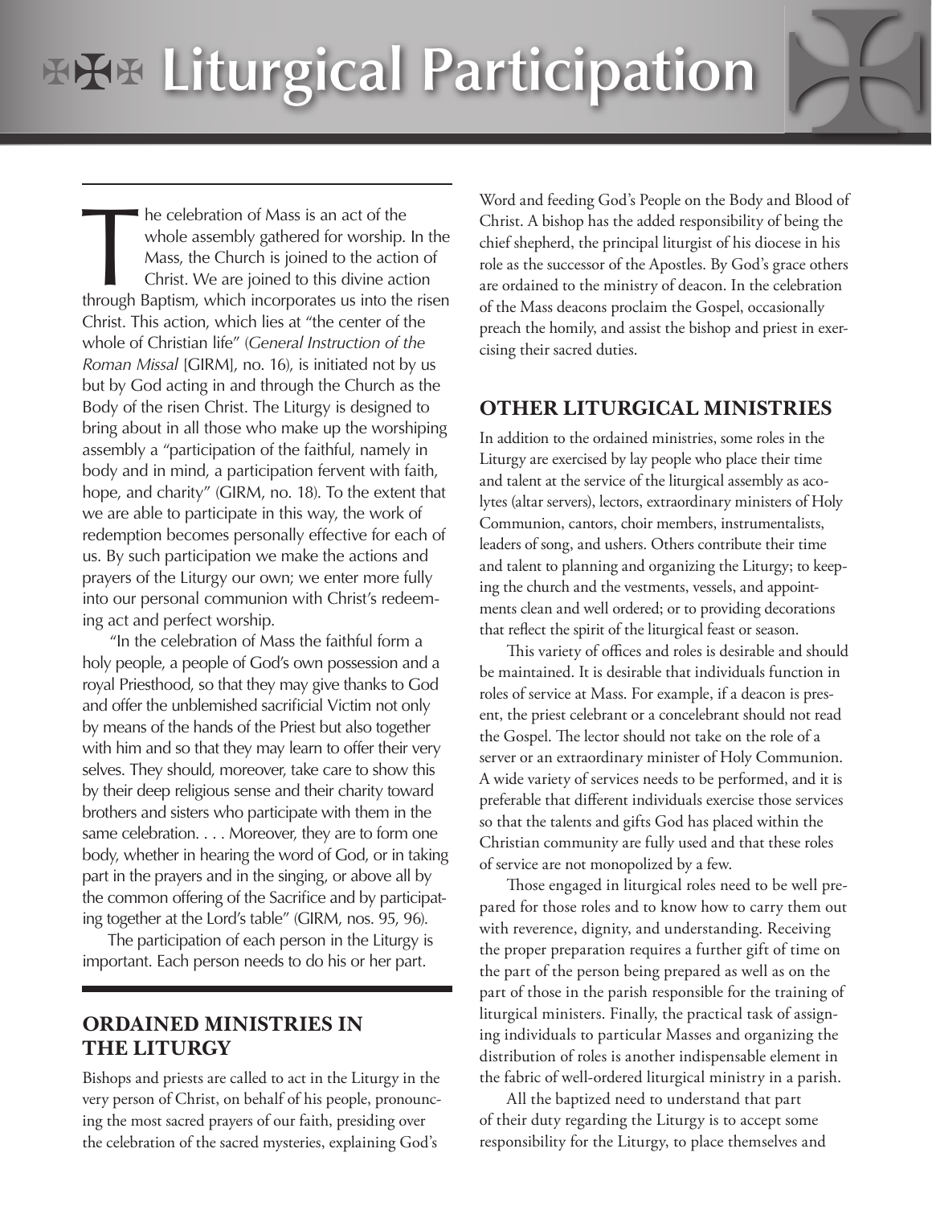# Liturgical Participation

The celebration of Mass is an act of the whole assembly gathered for worship. In the Mass, the Church is joined to the action of Christ. We are joined to this divine action through Baptism, which incorporates us into the risen Christ. This action, which lies at "the center of the whole of Christian life" (*General Instruction of the Roman Missal* [GIRM], no. 16), is initiated not by us but by God acting in and through the Church as the Body of the risen Christ. The Liturgy is designed to bring about in all those who make up the worshiping assembly a "participation of the faithful, namely in body and in mind, a participation fervent with faith, hope, and charity" (GIRM, no. 18). To the extent that we are able to participate in this way, the work of redemption becomes personally effective for each of us. By such participation we make the actions and prayers of the Liturgy our own; we enter more fully into our personal communion with Christ's redeeming act and perfect worship.

"In the celebration of Mass the faithful form a holy people, a people of God's own possession and a royal Priesthood, so that they may give thanks to God and offer the unblemished sacrificial Victim not only by means of the hands of the Priest but also together with him and so that they may learn to offer their very selves. They should, moreover, take care to show this by their deep religious sense and their charity toward brothers and sisters who participate with them in the same celebration. . . . Moreover, they are to form one body, whether in hearing the word of God, or in taking part in the prayers and in the singing, or above all by the common offering of the Sacrifice and by participating together at the Lord's table" (GIRM, nos. 95, 96).

The participation of each person in the Liturgy is important. Each person needs to do his or her part.

## ORDAINED MINISTRIES IN THE LITURGY

Bishops and priests are called to act in the Liturgy in the very person of Christ, on behalf of his people, pronouncing the most sacred prayers of our faith, presiding over the celebration of the sacred mysteries, explaining God's Word and feeding God's People on the Body and Blood of Christ. A bishop has the added responsibility of being the chief shepherd, the principal liturgist of his diocese in his role as the successor of the Apostles. By God's grace others are ordained to the ministry of deacon. In the celebration of the Mass deacons proclaim the Gospel, occasionally preach the homily, and assist the bishop and priest in exercising their sacred duties.

## OTHER LITURGICAL MINISTRIES

In addition to the ordained ministries, some roles in the Liturgy are exercised by lay people who place their time and talent at the service of the liturgical assembly as acolytes (altar servers), lectors, extraordinary ministers of Holy Communion, cantors, choir members, instrumentalists, leaders of song, and ushers. Others contribute their time and talent to planning and organizing the Liturgy; to keeping the church and the vestments, vessels, and appointments clean and well ordered; or to providing decorations that reflect the spirit of the liturgical feast or season.

This variety of offices and roles is desirable and should be maintained. It is desirable that individuals function in roles of service at Mass. For example, if a deacon is present, the priest celebrant or a concelebrant should not read the Gospel. The lector should not take on the role of a server or an extraordinary minister of Holy Communion. A wide variety of services needs to be performed, and it is preferable that different individuals exercise those services so that the talents and gifts God has placed within the Christian community are fully used and that these roles of service are not monopolized by a few.

Those engaged in liturgical roles need to be well prepared for those roles and to know how to carry them out with reverence, dignity, and understanding. Receiving the proper preparation requires a further gift of time on the part of the person being prepared as well as on the part of those in the parish responsible for the training of liturgical ministers. Finally, the practical task of assigning individuals to particular Masses and organizing the distribution of roles is another indispensable element in the fabric of well-ordered liturgical ministry in a parish.

All the baptized need to understand that part of their duty regarding the Liturgy is to accept some responsibility for the Liturgy, to place themselves and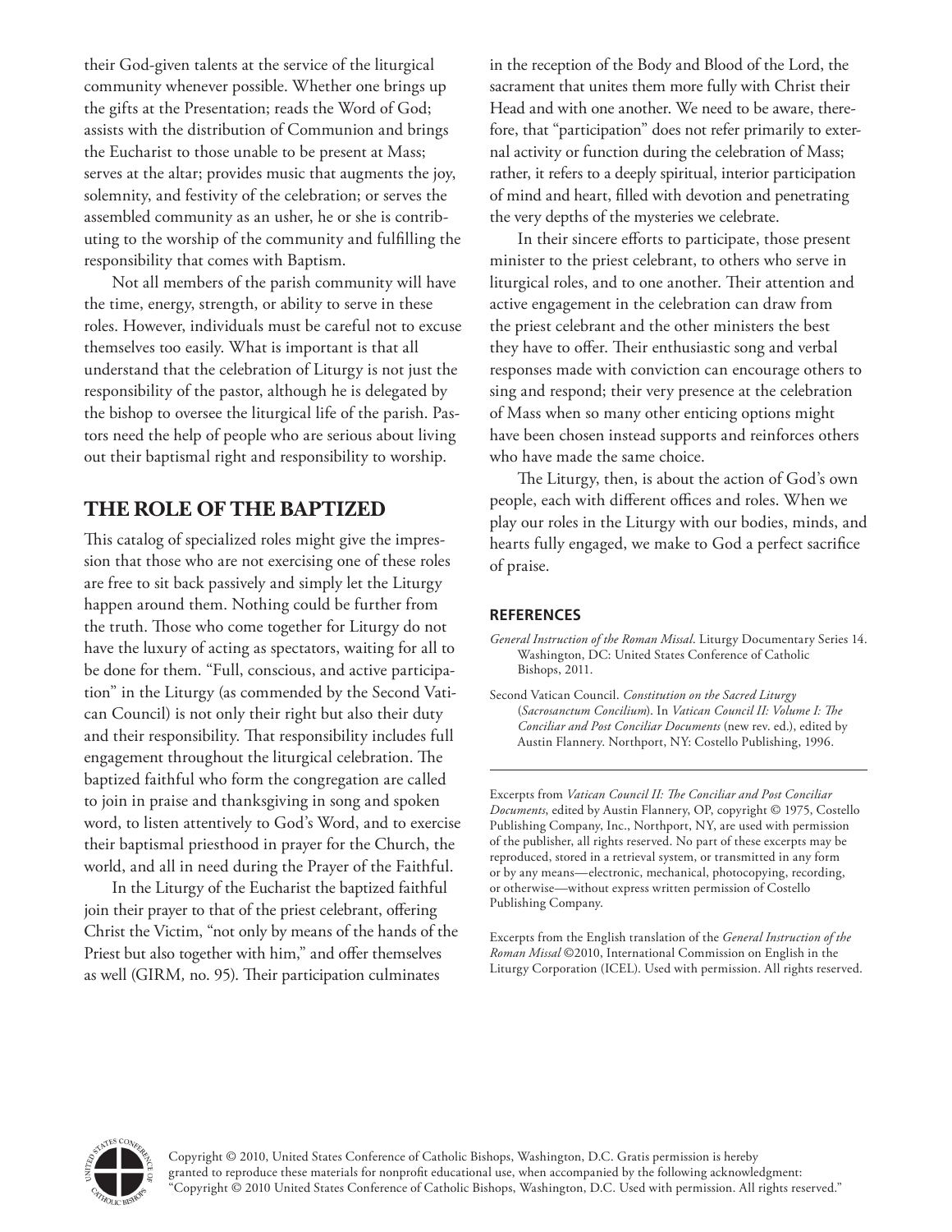their God-given talents at the service of the liturgical community whenever possible. Whether one brings up the gifts at the Presentation; reads the Word of God; assists with the distribution of Communion and brings the Eucharist to those unable to be present at Mass; serves at the altar; provides music that augments the joy, solemnity, and festivity of the celebration; or serves the assembled community as an usher, he or she is contributing to the worship of the community and fulfilling the responsibility that comes with Baptism.

Not all members of the parish community will have the time, energy, strength, or ability to serve in these roles. However, individuals must be careful not to excuse themselves too easily. What is important is that all understand that the celebration of Liturgy is not just the responsibility of the pastor, although he is delegated by the bishop to oversee the liturgical life of the parish. Pastors need the help of people who are serious about living out their baptismal right and responsibility to worship.

## THE ROLE OF THE BAPTIZED

This catalog of specialized roles might give the impression that those who are not exercising one of these roles are free to sit back passively and simply let the Liturgy happen around them. Nothing could be further from the truth. Those who come together for Liturgy do not have the luxury of acting as spectators, waiting for all to be done for them. "Full, conscious, and active participation" in the Liturgy (as commended by the Second Vatican Council) is not only their right but also their duty and their responsibility. That responsibility includes full engagement throughout the liturgical celebration. The baptized faithful who form the congregation are called to join in praise and thanksgiving in song and spoken word, to listen attentively to God's Word, and to exercise their baptismal priesthood in prayer for the Church, the world, and all in need during the Prayer of the Faithful.

In the Liturgy of the Eucharist the baptized faithful join their prayer to that of the priest celebrant, offering Christ the Victim, "not only by means of the hands of the Priest but also together with him," and offer themselves as well (GIRM, no. 95). Their participation culminates in the reception of the Body and Blood of the Lord, the sacrament that unites them more fully with Christ their Head and with one another. We need to be aware, therefore, that "participation" does not refer primarily to external activity or function during the celebration of Mass; rather, it refers to a deeply spiritual, interior participation of mind and heart, filled with devotion and penetrating the very depths of the mysteries we celebrate.

In their sincere efforts to participate, those present minister to the priest celebrant, to others who serve in liturgical roles, and to one another. Their attention and active engagement in the celebration can draw from the priest celebrant and the other ministers the best they have to offer. Their enthusiastic song and verbal responses made with conviction can encourage others to sing and respond; their very presence at the celebration of Mass when so many other enticing options might have been chosen instead supports and reinforces others who have made the same choice.

The Liturgy, then, is about the action of God's own people, each with different offices and roles. When we play our roles in the Liturgy with our bodies, minds, and hearts fully engaged, we make to God a perfect sacrifice of praise.

### REFERENCES

*General Instruction of the Roman Missal*. Liturgy Documentary Series 14. Washington, DC: United States Conference of Catholic Bishops, 2011.

Second Vatican Council. *Constitution on the Sacred Liturgy* (*Sacrosanctum Concilium*). In *Vatican Council II: Volume I: The Conciliar and Post Conciliar Documents* (new rev. ed.), edited by Austin Flannery. Northport, NY: Costello Publishing, 1996.

---

Excerpts from *Vatican Council II: The Conciliar and Post Conciliar Documents*, edited by Austin Flannery, OP, copyright © 1975, Costello Publishing Company, Inc., Northport, NY, are used with permission of the publisher, all rights reserved. No part of these excerpts may be reproduced, stored in a retrieval system, or transmitted in any form or by any means—electronic, mechanical, photocopying, recording, or otherwise—without express written permission of Costello Publishing Company.

Excerpts from the English translation of the *General Instruction of the Roman Missal* ©2010, International Commission on English in the Liturgy Corporation (ICEL). Used with permission. All rights reserved.

Copyright © 2010, United States Conference of Catholic Bishops, Washington, D.C. Gratis permission is hereby granted to reproduce these materials for nonprofit educational use, when accompanied by the following acknowledgment: "Copyright © 2010 United States Conference of Catholic Bishops, Washington, D.C. Used with permission. All rights reserved."